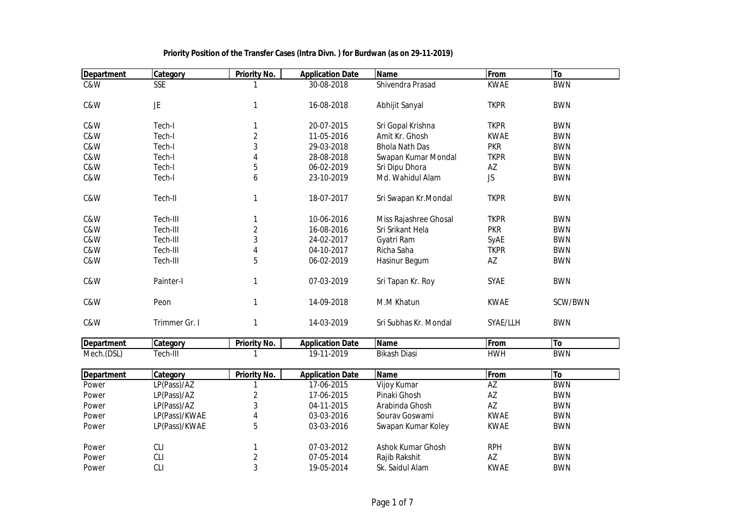**Priority Position of the Transfer Cases (Intra Divn. ) for Burdwan (as on 29-11-2019)**

| Department | Category | Priority No. | Application Date | Name | From | To |
|---|---|---|---|---|---|---|
| C&W | SSE | 1 | 30-08-2018 | Shivendra Prasad | KWAE | BWN |
| C&W | JE | 1 | 16-08-2018 | Abhijit Sanyal | TKPR | BWN |
| C&W | Tech-I | 1 | 20-07-2015 | Sri Gopal Krishna | TKPR | BWN |
| C&W | Tech-I | 2 | 11-05-2016 | Amit Kr. Ghosh | KWAE | BWN |
| C&W | Tech-I | 3 | 29-03-2018 | Bhola Nath Das | PKR | BWN |
| C&W | Tech-I | 4 | 28-08-2018 | Swapan Kumar Mondal | TKPR | BWN |
| C&W | Tech-I | 5 | 06-02-2019 | Sri Dipu Dhora | AZ | BWN |
| C&W | Tech-I | 6 | 23-10-2019 | Md. Wahidul Alam | JS | BWN |
| C&W | Tech-II | 1 | 18-07-2017 | Sri Swapan Kr.Mondal | TKPR | BWN |
| C&W | Tech-III | 1 | 10-06-2016 | Miss Rajashree Ghosal | TKPR | BWN |
| C&W | Tech-III | 2 | 16-08-2016 | Sri Srikant Hela | PKR | BWN |
| C&W | Tech-III | 3 | 24-02-2017 | Gyatri Ram | SyAE | BWN |
| C&W | Tech-III | 4 | 04-10-2017 | Richa Saha | TKPR | BWN |
| C&W | Tech-III | 5 | 06-02-2019 | Hasinur Begum | AZ | BWN |
| C&W | Painter-I | 1 | 07-03-2019 | Sri Tapan Kr. Roy | SYAE | BWN |
| C&W | Peon | 1 | 14-09-2018 | M.M Khatun | KWAE | SCW/BWN |
| C&W | Trimmer Gr. I | 1 | 14-03-2019 | Sri Subhas Kr. Mondal | SYAE/LLH | BWN |

| Department | Category | Priority No. | Application Date | Name | From | To |
|---|---|---|---|---|---|---|
| Mech.(DSL) | Tech-III | 1 | 19-11-2019 | Bikash Diasi | HWH | BWN |

| Department | Category | Priority No. | Application Date | Name | From | To |
|---|---|---|---|---|---|---|
| Power | LP(Pass)/AZ | 1 | 17-06-2015 | Vijoy Kumar | AZ | BWN |
| Power | LP(Pass)/AZ | 2 | 17-06-2015 | Pinaki Ghosh | AZ | BWN |
| Power | LP(Pass)/AZ | 3 | 04-11-2015 | Arabinda Ghosh | AZ | BWN |
| Power | LP(Pass)/KWAE | 4 | 03-03-2016 | Sourav Goswami | KWAE | BWN |
| Power | LP(Pass)/KWAE | 5 | 03-03-2016 | Swapan Kumar Koley | KWAE | BWN |
| Power | CLI | 1 | 07-03-2012 | Ashok Kumar Ghosh | RPH | BWN |
| Power | CLI | 2 | 07-05-2014 | Rajib Rakshit | AZ | BWN |
| Power | CLI | 3 | 19-05-2014 | Sk. Saidul Alam | KWAE | BWN |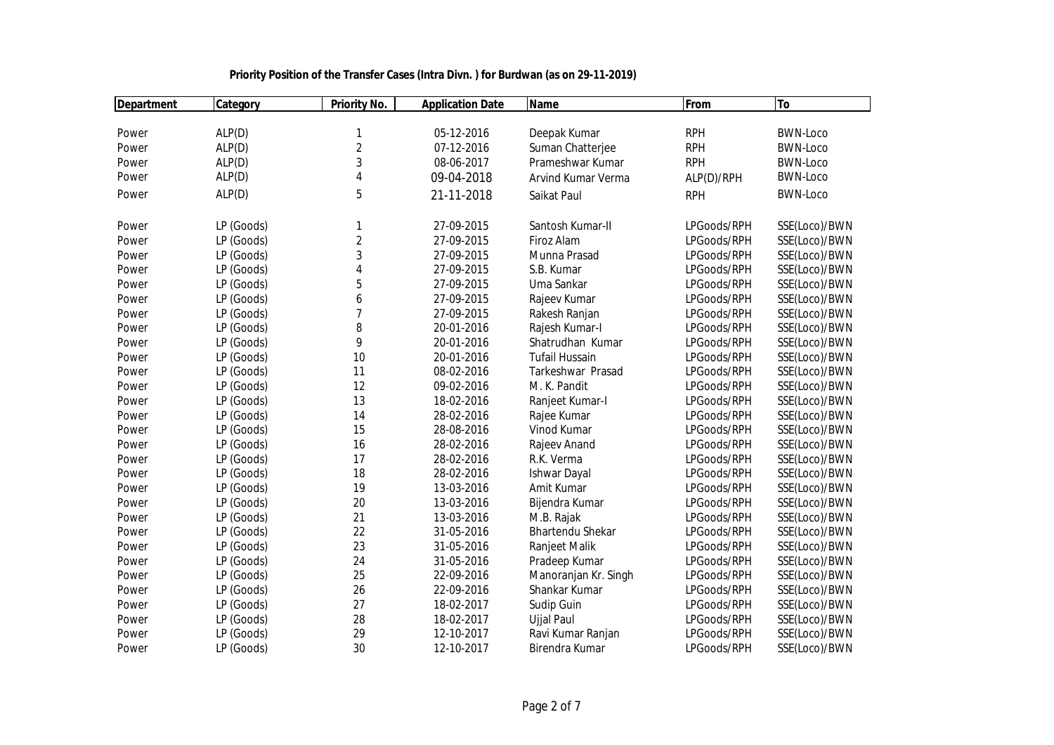**Priority Position of the Transfer Cases (Intra Divn. ) for Burdwan (as on 29-11-2019)**

| Department | Category | Priority No. | Application Date | Name | From | To |
|---|---|---|---|---|---|---|
| Power | ALP(D) | 1 | 05-12-2016 | Deepak Kumar | RPH | BWN-Loco |
| Power | ALP(D) | 2 | 07-12-2016 | Suman Chatterjee | RPH | BWN-Loco |
| Power | ALP(D) | 3 | 08-06-2017 | Prameshwar Kumar | RPH | BWN-Loco |
| Power | ALP(D) | 4 | 09-04-2018 | Arvind Kumar Verma | ALP(D)/RPH | BWN-Loco |
| Power | ALP(D) | 5 | 21-11-2018 | Saikat Paul | RPH | BWN-Loco |
| Power | LP (Goods) | 1 | 27-09-2015 | Santosh Kumar-II | LPGoods/RPH | SSE(Loco)/BWN |
| Power | LP (Goods) | 2 | 27-09-2015 | Firoz Alam | LPGoods/RPH | SSE(Loco)/BWN |
| Power | LP (Goods) | 3 | 27-09-2015 | Munna Prasad | LPGoods/RPH | SSE(Loco)/BWN |
| Power | LP (Goods) | 4 | 27-09-2015 | S.B. Kumar | LPGoods/RPH | SSE(Loco)/BWN |
| Power | LP (Goods) | 5 | 27-09-2015 | Uma Sankar | LPGoods/RPH | SSE(Loco)/BWN |
| Power | LP (Goods) | 6 | 27-09-2015 | Rajeev Kumar | LPGoods/RPH | SSE(Loco)/BWN |
| Power | LP (Goods) | 7 | 27-09-2015 | Rakesh Ranjan | LPGoods/RPH | SSE(Loco)/BWN |
| Power | LP (Goods) | 8 | 20-01-2016 | Rajesh Kumar-I | LPGoods/RPH | SSE(Loco)/BWN |
| Power | LP (Goods) | 9 | 20-01-2016 | Shatrudhan Kumar | LPGoods/RPH | SSE(Loco)/BWN |
| Power | LP (Goods) | 10 | 20-01-2016 | Tufail Hussain | LPGoods/RPH | SSE(Loco)/BWN |
| Power | LP (Goods) | 11 | 08-02-2016 | Tarkeshwar Prasad | LPGoods/RPH | SSE(Loco)/BWN |
| Power | LP (Goods) | 12 | 09-02-2016 | M. K. Pandit | LPGoods/RPH | SSE(Loco)/BWN |
| Power | LP (Goods) | 13 | 18-02-2016 | Ranjeet Kumar-I | LPGoods/RPH | SSE(Loco)/BWN |
| Power | LP (Goods) | 14 | 28-02-2016 | Rajee Kumar | LPGoods/RPH | SSE(Loco)/BWN |
| Power | LP (Goods) | 15 | 28-08-2016 | Vinod Kumar | LPGoods/RPH | SSE(Loco)/BWN |
| Power | LP (Goods) | 16 | 28-02-2016 | Rajeev Anand | LPGoods/RPH | SSE(Loco)/BWN |
| Power | LP (Goods) | 17 | 28-02-2016 | R.K. Verma | LPGoods/RPH | SSE(Loco)/BWN |
| Power | LP (Goods) | 18 | 28-02-2016 | Ishwar Dayal | LPGoods/RPH | SSE(Loco)/BWN |
| Power | LP (Goods) | 19 | 13-03-2016 | Amit Kumar | LPGoods/RPH | SSE(Loco)/BWN |
| Power | LP (Goods) | 20 | 13-03-2016 | Bijendra Kumar | LPGoods/RPH | SSE(Loco)/BWN |
| Power | LP (Goods) | 21 | 13-03-2016 | M.B. Rajak | LPGoods/RPH | SSE(Loco)/BWN |
| Power | LP (Goods) | 22 | 31-05-2016 | Bhartendu Shekar | LPGoods/RPH | SSE(Loco)/BWN |
| Power | LP (Goods) | 23 | 31-05-2016 | Ranjeet Malik | LPGoods/RPH | SSE(Loco)/BWN |
| Power | LP (Goods) | 24 | 31-05-2016 | Pradeep Kumar | LPGoods/RPH | SSE(Loco)/BWN |
| Power | LP (Goods) | 25 | 22-09-2016 | Manoranjan Kr. Singh | LPGoods/RPH | SSE(Loco)/BWN |
| Power | LP (Goods) | 26 | 22-09-2016 | Shankar Kumar | LPGoods/RPH | SSE(Loco)/BWN |
| Power | LP (Goods) | 27 | 18-02-2017 | Sudip Guin | LPGoods/RPH | SSE(Loco)/BWN |
| Power | LP (Goods) | 28 | 18-02-2017 | Ujjal Paul | LPGoods/RPH | SSE(Loco)/BWN |
| Power | LP (Goods) | 29 | 12-10-2017 | Ravi Kumar Ranjan | LPGoods/RPH | SSE(Loco)/BWN |
| Power | LP (Goods) | 30 | 12-10-2017 | Birendra Kumar | LPGoods/RPH | SSE(Loco)/BWN |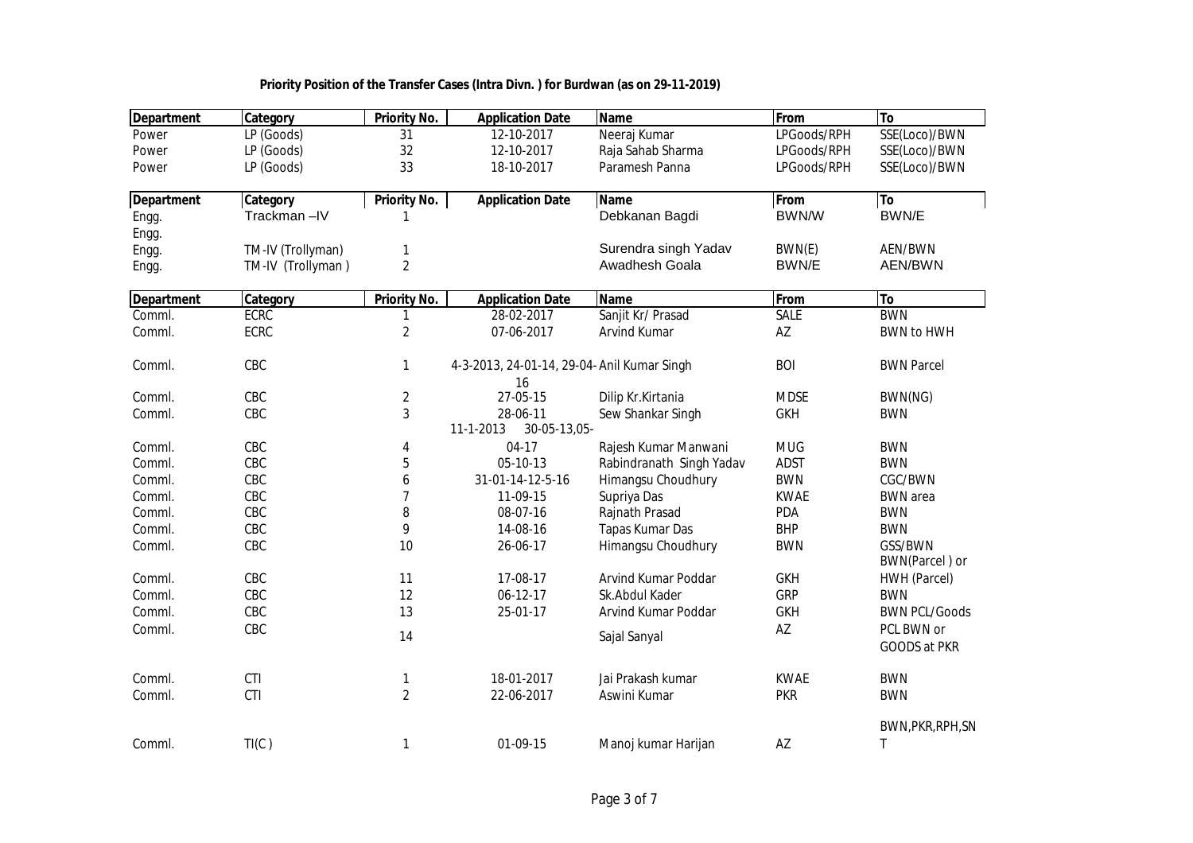**Priority Position of the Transfer Cases (Intra Divn. ) for Burdwan (as on 29-11-2019)**

| Department | Category | Priority No. | Application Date | Name | From | To |
|---|---|---|---|---|---|---|
| Power | LP (Goods) | 31 | 12-10-2017 | Neeraj Kumar | LPGoods/RPH | SSE(Loco)/BWN |
| Power | LP (Goods) | 32 | 12-10-2017 | Raja Sahab Sharma | LPGoods/RPH | SSE(Loco)/BWN |
| Power | LP (Goods) | 33 | 18-10-2017 | Paramesh Panna | LPGoods/RPH | SSE(Loco)/BWN |

| Department | Category | Priority No. | Application Date | Name | From | To |
|---|---|---|---|---|---|---|
| Engg. | Trackman –IV | 1 | | Debkanan Bagdi | BWN/W | BWN/E |
| Engg. | | | | | | |
| Engg. | TM-IV (Trollyman) | 1 | | Surendra singh Yadav | BWN(E) | AEN/BWN |
| Engg. | TM-IV (Trollyman ) | 2 | | Awadhesh Goala | BWN/E | AEN/BWN |

| Department | Category | Priority No. | Application Date | Name | From | To |
|---|---|---|---|---|---|---|
| Comml. | ECRC | 1 | 28-02-2017 | Sanjit Kr/ Prasad | SALE | BWN |
| Comml. | ECRC | 2 | 07-06-2017 | Arvind Kumar | AZ | BWN to HWH |
| Comml. | CBC | 1 | 4-3-2013, 24-01-14, 29-04-16 | Anil Kumar Singh | BOI | BWN Parcel |
| Comml. | CBC | 2 | 27-05-15 | Dilip Kr.Kirtania | MDSE | BWN(NG) |
| Comml. | CBC | 3 | 28-06-11 | Sew Shankar Singh | GKH | BWN |
| Comml. | CBC | 4 | 11-1-2013 30-05-13,05-04-17 | Rajesh Kumar Manwani | MUG | BWN |
| Comml. | CBC | 5 | 05-10-13 | Rabindranath Singh Yadav | ADST | BWN |
| Comml. | CBC | 6 | 31-01-14-12-5-16 | Himangsu Choudhury | BWN | CGC/BWN |
| Comml. | CBC | 7 | 11-09-15 | Supriya Das | KWAE | BWN area |
| Comml. | CBC | 8 | 08-07-16 | Rajnath Prasad | PDA | BWN |
| Comml. | CBC | 9 | 14-08-16 | Tapas Kumar Das | BHP | BWN |
| Comml. | CBC | 10 | 26-06-17 | Himangsu Choudhury | BWN | GSS/BWN |
| Comml. | CBC | 11 | 17-08-17 | Arvind Kumar Poddar | GKH | BWN(Parcel ) or HWH (Parcel) |
| Comml. | CBC | 12 | 06-12-17 | Sk.Abdul Kader | GRP | BWN |
| Comml. | CBC | 13 | 25-01-17 | Arvind Kumar Poddar | GKH | BWN PCL/Goods |
| Comml. | CBC | 14 | | Sajal Sanyal | AZ | PCL BWN or GOODS at PKR |
| Comml. | CTI | 1 | 18-01-2017 | Jai Prakash kumar | KWAE | BWN |
| Comml. | CTI | 2 | 22-06-2017 | Aswini Kumar | PKR | BWN |
| Comml. | TI(C ) | 1 | 01-09-15 | Manoj kumar Harijan | AZ | BWN,PKR,RPH,SNT |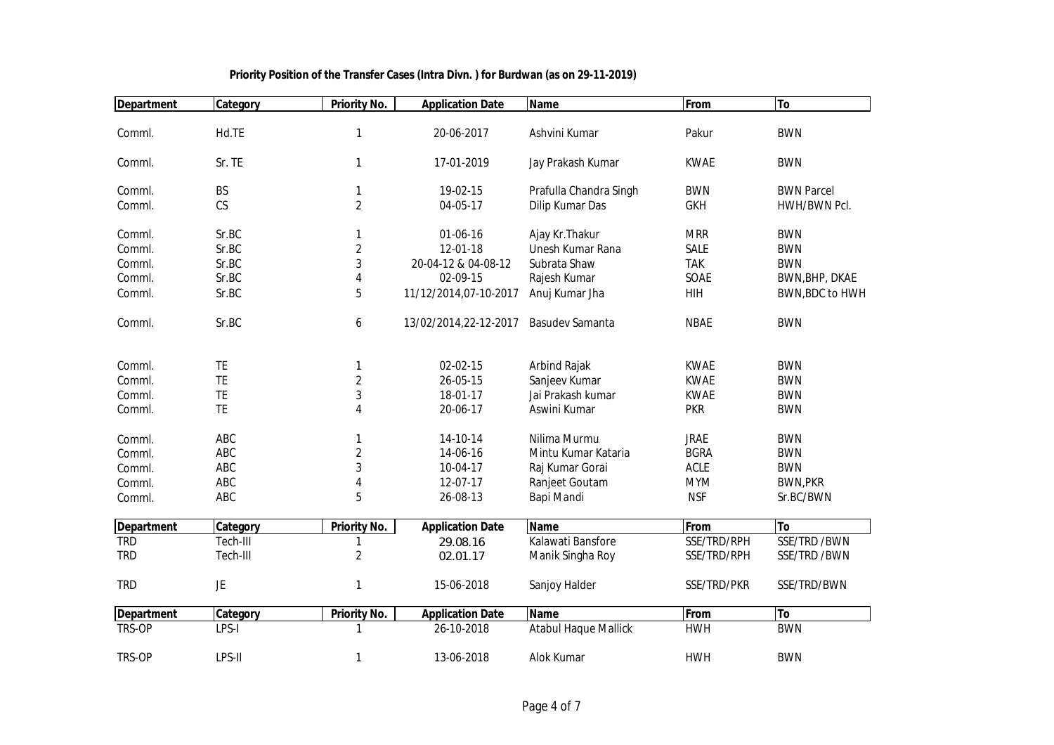**Priority Position of the Transfer Cases (Intra Divn. ) for Burdwan (as on 29-11-2019)**

| Department | Category | Priority No. | Application Date | Name | From | To |
|---|---|---|---|---|---|---|
| Comml. | Hd.TE | 1 | 20-06-2017 | Ashvini Kumar | Pakur | BWN |
| Comml. | Sr. TE | 1 | 17-01-2019 | Jay Prakash Kumar | KWAE | BWN |
| Comml. | BS | 1 | 19-02-15 | Prafulla Chandra Singh | BWN | BWN Parcel |
| Comml. | CS | 2 | 04-05-17 | Dilip Kumar Das | GKH | HWH/BWN Pcl. |
| Comml. | Sr.BC | 1 | 01-06-16 | Ajay Kr.Thakur | MRR | BWN |
| Comml. | Sr.BC | 2 | 12-01-18 | Unesh Kumar Rana | SALE | BWN |
| Comml. | Sr.BC | 3 | 20-04-12 & 04-08-12 | Subrata Shaw | TAK | BWN |
| Comml. | Sr.BC | 4 | 02-09-15 | Rajesh Kumar | SOAE | BWN,BHP, DKAE |
| Comml. | Sr.BC | 5 | 11/12/2014,07-10-2017 | Anuj Kumar Jha | HIH | BWN,BDC to HWH |
| Comml. | Sr.BC | 6 | 13/02/2014,22-12-2017 | Basudev Samanta | NBAE | BWN |
| Comml. | TE | 1 | 02-02-15 | Arbind Rajak | KWAE | BWN |
| Comml. | TE | 2 | 26-05-15 | Sanjeev Kumar | KWAE | BWN |
| Comml. | TE | 3 | 18-01-17 | Jai Prakash kumar | KWAE | BWN |
| Comml. | TE | 4 | 20-06-17 | Aswini Kumar | PKR | BWN |
| Comml. | ABC | 1 | 14-10-14 | Nilima Murmu | JRAE | BWN |
| Comml. | ABC | 2 | 14-06-16 | Mintu Kumar Kataria | BGRA | BWN |
| Comml. | ABC | 3 | 10-04-17 | Raj Kumar Gorai | ACLE | BWN |
| Comml. | ABC | 4 | 12-07-17 | Ranjeet Goutam | MYM | BWN,PKR |
| Comml. | ABC | 5 | 26-08-13 | Bapi Mandi | NSF | Sr.BC/BWN |

| Department | Category | Priority No. | Application Date | Name | From | To |
|---|---|---|---|---|---|---|
| TRD | Tech-III | 1 | 29.08.16 | Kalawati Bansfore | SSE/TRD/RPH | SSE/TRD /BWN |
| TRD | Tech-III | 2 | 02.01.17 | Manik Singha Roy | SSE/TRD/RPH | SSE/TRD /BWN |
| TRD | JE | 1 | 15-06-2018 | Sanjoy Halder | SSE/TRD/PKR | SSE/TRD/BWN |

| Department | Category | Priority No. | Application Date | Name | From | To |
|---|---|---|---|---|---|---|
| TRS-OP | LPS-I | 1 | 26-10-2018 | Atabul Haque Mallick | HWH | BWN |
| TRS-OP | LPS-II | 1 | 13-06-2018 | Alok Kumar | HWH | BWN |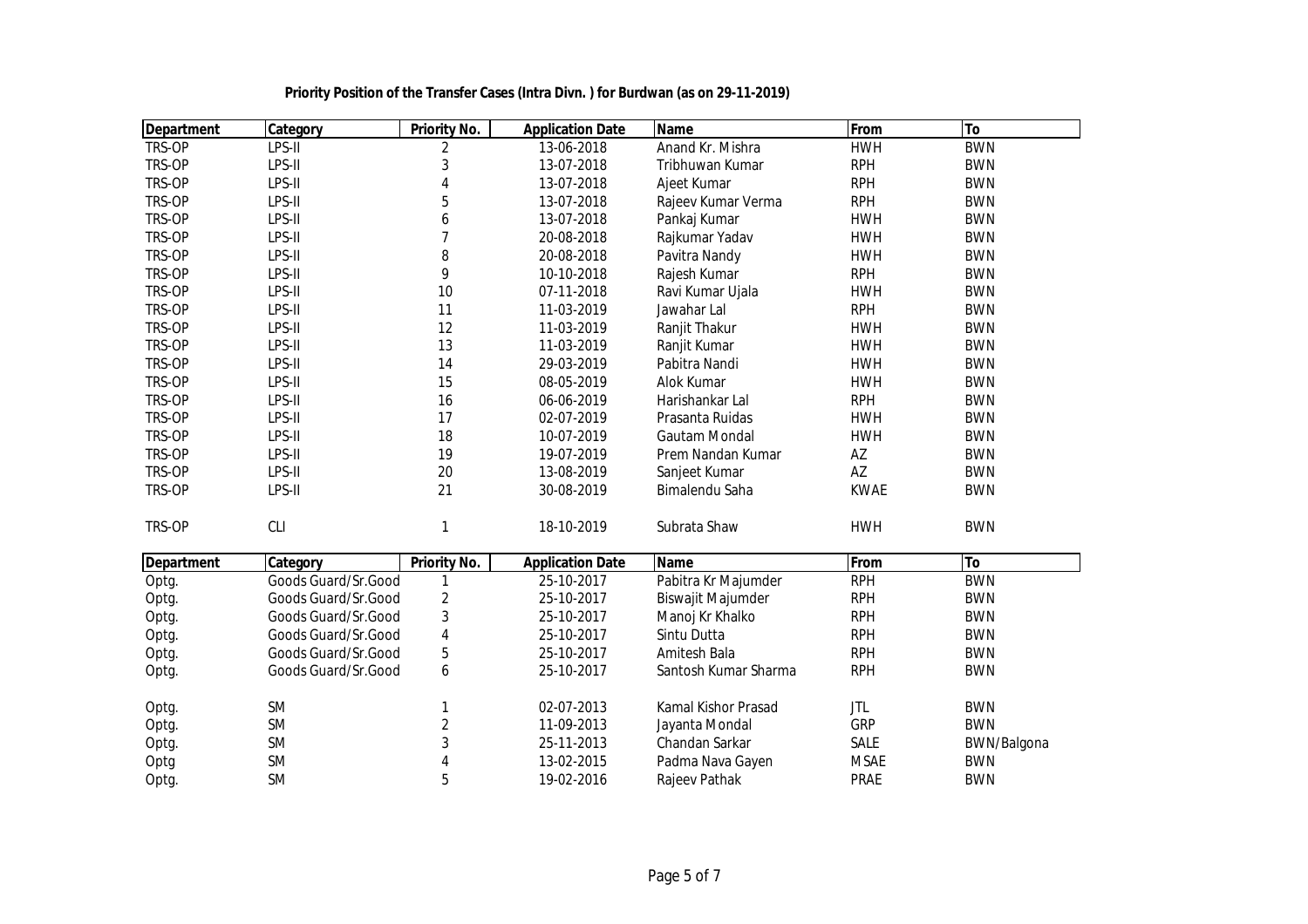**Priority Position of the Transfer Cases (Intra Divn. ) for Burdwan (as on 29-11-2019)**

| Department | Category | Priority No. | Application Date | Name | From | To |
|---|---|---|---|---|---|---|
| TRS-OP | LPS-II | 2 | 13-06-2018 | Anand Kr. Mishra | HWH | BWN |
| TRS-OP | LPS-II | 3 | 13-07-2018 | Tribhuwan Kumar | RPH | BWN |
| TRS-OP | LPS-II | 4 | 13-07-2018 | Ajeet Kumar | RPH | BWN |
| TRS-OP | LPS-II | 5 | 13-07-2018 | Rajeev Kumar Verma | RPH | BWN |
| TRS-OP | LPS-II | 6 | 13-07-2018 | Pankaj Kumar | HWH | BWN |
| TRS-OP | LPS-II | 7 | 20-08-2018 | Rajkumar Yadav | HWH | BWN |
| TRS-OP | LPS-II | 8 | 20-08-2018 | Pavitra Nandy | HWH | BWN |
| TRS-OP | LPS-II | 9 | 10-10-2018 | Rajesh Kumar | RPH | BWN |
| TRS-OP | LPS-II | 10 | 07-11-2018 | Ravi Kumar Ujala | HWH | BWN |
| TRS-OP | LPS-II | 11 | 11-03-2019 | Jawahar Lal | RPH | BWN |
| TRS-OP | LPS-II | 12 | 11-03-2019 | Ranjit Thakur | HWH | BWN |
| TRS-OP | LPS-II | 13 | 11-03-2019 | Ranjit Kumar | HWH | BWN |
| TRS-OP | LPS-II | 14 | 29-03-2019 | Pabitra Nandi | HWH | BWN |
| TRS-OP | LPS-II | 15 | 08-05-2019 | Alok Kumar | HWH | BWN |
| TRS-OP | LPS-II | 16 | 06-06-2019 | Harishankar Lal | RPH | BWN |
| TRS-OP | LPS-II | 17 | 02-07-2019 | Prasanta Ruidas | HWH | BWN |
| TRS-OP | LPS-II | 18 | 10-07-2019 | Gautam Mondal | HWH | BWN |
| TRS-OP | LPS-II | 19 | 19-07-2019 | Prem Nandan Kumar | AZ | BWN |
| TRS-OP | LPS-II | 20 | 13-08-2019 | Sanjeet Kumar | AZ | BWN |
| TRS-OP | LPS-II | 21 | 30-08-2019 | Bimalendu Saha | KWAE | BWN |
| TRS-OP | CLI | 1 | 18-10-2019 | Subrata Shaw | HWH | BWN |

| Department | Category | Priority No. | Application Date | Name | From | To |
|---|---|---|---|---|---|---|
| Optg. | Goods Guard/Sr.Good | 1 | 25-10-2017 | Pabitra Kr Majumder | RPH | BWN |
| Optg. | Goods Guard/Sr.Good | 2 | 25-10-2017 | Biswajit Majumder | RPH | BWN |
| Optg. | Goods Guard/Sr.Good | 3 | 25-10-2017 | Manoj Kr Khalko | RPH | BWN |
| Optg. | Goods Guard/Sr.Good | 4 | 25-10-2017 | Sintu Dutta | RPH | BWN |
| Optg. | Goods Guard/Sr.Good | 5 | 25-10-2017 | Amitesh Bala | RPH | BWN |
| Optg. | Goods Guard/Sr.Good | 6 | 25-10-2017 | Santosh Kumar Sharma | RPH | BWN |
| Optg. | SM | 1 | 02-07-2013 | Kamal Kishor Prasad | JTL | BWN |
| Optg. | SM | 2 | 11-09-2013 | Jayanta Mondal | GRP | BWN |
| Optg. | SM | 3 | 25-11-2013 | Chandan Sarkar | SALE | BWN/Balgona |
| Optg | SM | 4 | 13-02-2015 | Padma Nava Gayen | MSAE | BWN |
| Optg. | SM | 5 | 19-02-2016 | Rajeev Pathak | PRAE | BWN |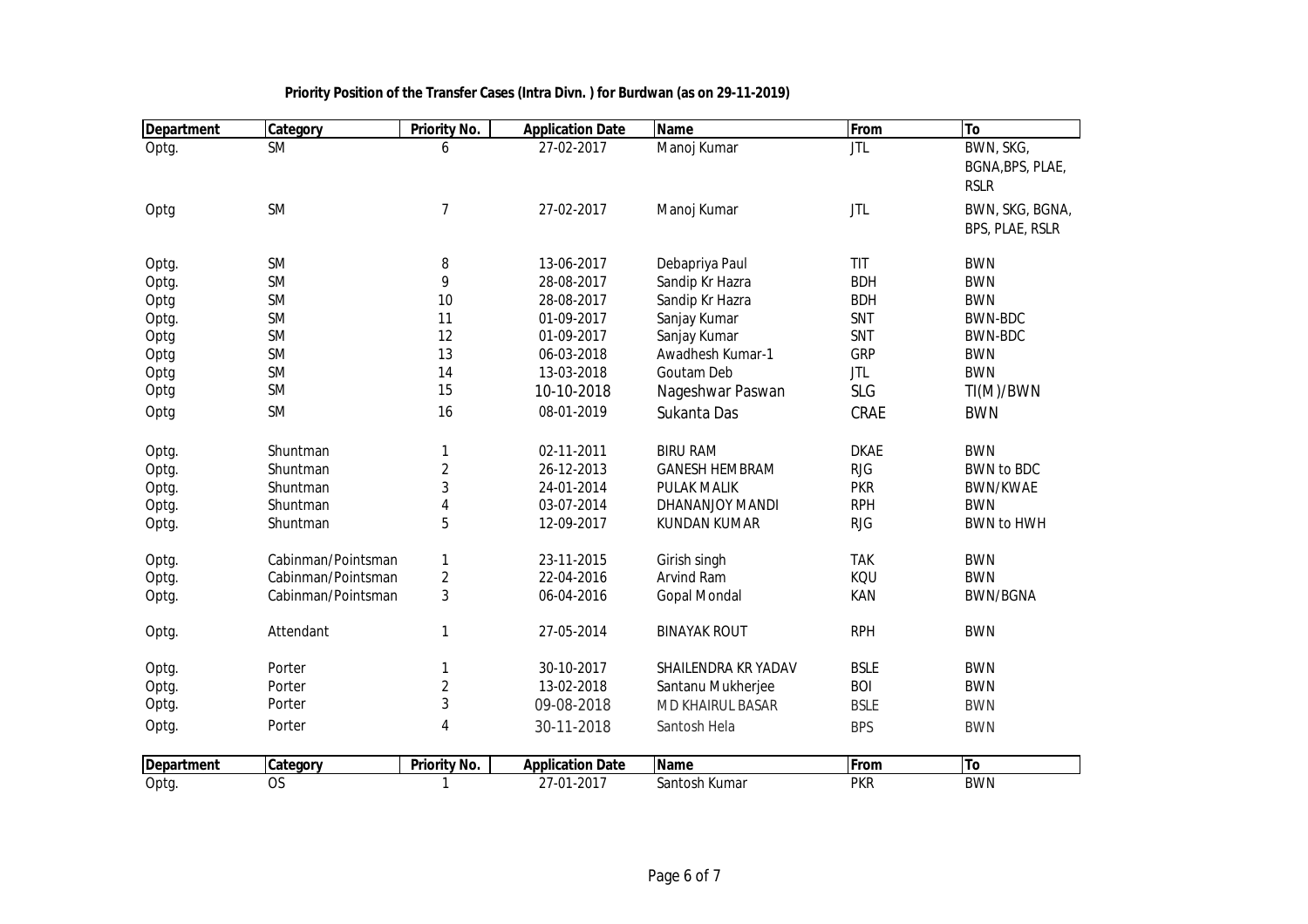**Priority Position of the Transfer Cases (Intra Divn. ) for Burdwan (as on 29-11-2019)**

| Department | Category | Priority No. | Application Date | Name | From | To |
|---|---|---|---|---|---|---|
| Optg. | SM | 6 | 27-02-2017 | Manoj Kumar | JTL | BWN, SKG, BGNA,BPS, PLAE, RSLR |
| Optg | SM | 7 | 27-02-2017 | Manoj Kumar | JTL | BWN, SKG, BGNA, BPS, PLAE, RSLR |
| Optg. | SM | 8 | 13-06-2017 | Debapriya Paul | TIT | BWN |
| Optg. | SM | 9 | 28-08-2017 | Sandip Kr Hazra | BDH | BWN |
| Optg | SM | 10 | 28-08-2017 | Sandip Kr Hazra | BDH | BWN |
| Optg. | SM | 11 | 01-09-2017 | Sanjay Kumar | SNT | BWN-BDC |
| Optg | SM | 12 | 01-09-2017 | Sanjay Kumar | SNT | BWN-BDC |
| Optg | SM | 13 | 06-03-2018 | Awadhesh Kumar-1 | GRP | BWN |
| Optg | SM | 14 | 13-03-2018 | Goutam Deb | JTL | BWN |
| Optg | SM | 15 | 10-10-2018 | Nageshwar Paswan | SLG | TI(M)/BWN |
| Optg | SM | 16 | 08-01-2019 | Sukanta Das | CRAE | BWN |
| Optg. | Shuntman | 1 | 02-11-2011 | BIRU RAM | DKAE | BWN |
| Optg. | Shuntman | 2 | 26-12-2013 | GANESH HEMBRAM | RJG | BWN to BDC |
| Optg. | Shuntman | 3 | 24-01-2014 | PULAK MALIK | PKR | BWN/KWAE |
| Optg. | Shuntman | 4 | 03-07-2014 | DHANANJOY MANDI | RPH | BWN |
| Optg. | Shuntman | 5 | 12-09-2017 | KUNDAN KUMAR | RJG | BWN to HWH |
| Optg. | Cabinman/Pointsman | 1 | 23-11-2015 | Girish singh | TAK | BWN |
| Optg. | Cabinman/Pointsman | 2 | 22-04-2016 | Arvind Ram | KQU | BWN |
| Optg. | Cabinman/Pointsman | 3 | 06-04-2016 | Gopal Mondal | KAN | BWN/BGNA |
| Optg. | Attendant | 1 | 27-05-2014 | BINAYAK ROUT | RPH | BWN |
| Optg. | Porter | 1 | 30-10-2017 | SHAILENDRA KR YADAV | BSLE | BWN |
| Optg. | Porter | 2 | 13-02-2018 | Santanu Mukherjee | BOI | BWN |
| Optg. | Porter | 3 | 09-08-2018 | MD KHAIRUL BASAR | BSLE | BWN |
| Optg. | Porter | 4 | 30-11-2018 | Santosh Hela | BPS | BWN |

| Department | Category | Priority No. | Application Date | Name | From | To |
|---|---|---|---|---|---|---|
| Optg. | OS | 1 | 27-01-2017 | Santosh Kumar | PKR | BWN |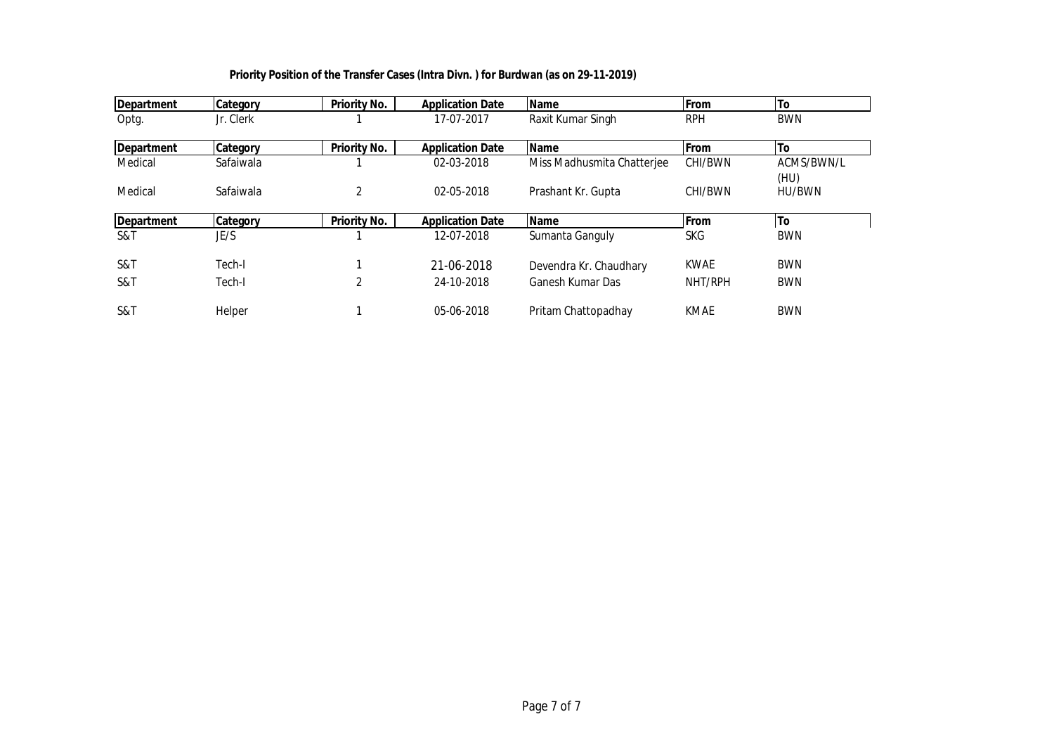**Priority Position of the Transfer Cases (Intra Divn. ) for Burdwan (as on 29-11-2019)**

| Department | Category | Priority No. | Application Date | Name | From | To |
|---|---|---|---|---|---|---|
| Optg. | Jr. Clerk | 1 | 17-07-2017 | Raxit Kumar Singh | RPH | BWN |

| Department | Category | Priority No. | Application Date | Name | From | To |
|---|---|---|---|---|---|---|
| Medical | Safaiwala | 1 | 02-03-2018 | Miss Madhusmita Chatterjee | CHI/BWN | ACMS/BWN/L (HU) |
| Medical | Safaiwala | 2 | 02-05-2018 | Prashant Kr. Gupta | CHI/BWN | HU/BWN |

| Department | Category | Priority No. | Application Date | Name | From | To |
|---|---|---|---|---|---|---|
| S&T | JE/S | 1 | 12-07-2018 | Sumanta Ganguly | SKG | BWN |
| S&T | Tech-I | 1 | 21-06-2018 | Devendra Kr. Chaudhary | KWAE | BWN |
| S&T | Tech-I | 2 | 24-10-2018 | Ganesh Kumar Das | NHT/RPH | BWN |
| S&T | Helper | 1 | 05-06-2018 | Pritam Chattopadhay | KMAE | BWN |